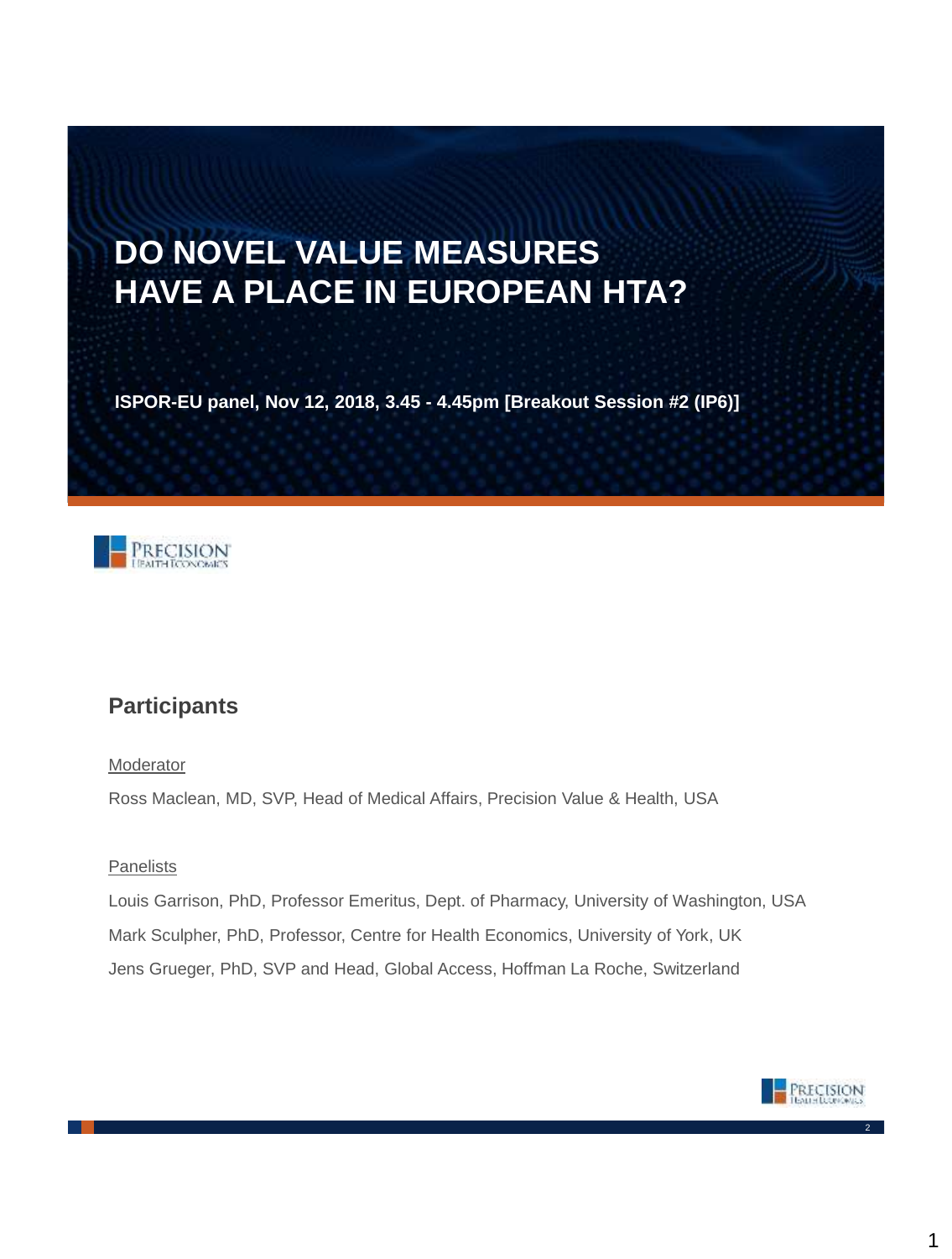# DO NOVEL VALUE MEASURES HAVE A PLACE IN EUROPEAN HTA?

**ISPOR-EU panel, Nov 12, 2018, 3.45 - 4.45pm [Breakout Session #2 (IP6)]**

## Participants

Moderator

Ross Maclean, MD, SVP, Head of Medical Affairs, Precision Value & Health, USA

Panelists

Louis Garrison, PhD, Professor Emeritus, Dept. of Pharmacy, University of Washington, USA

Mark Sculpher, PhD, Professor, Centre for Health Economics, University of York, UK

Jens Grueger, PhD, SVP and Head, Global Access, Hoffman La Roche, Switzerland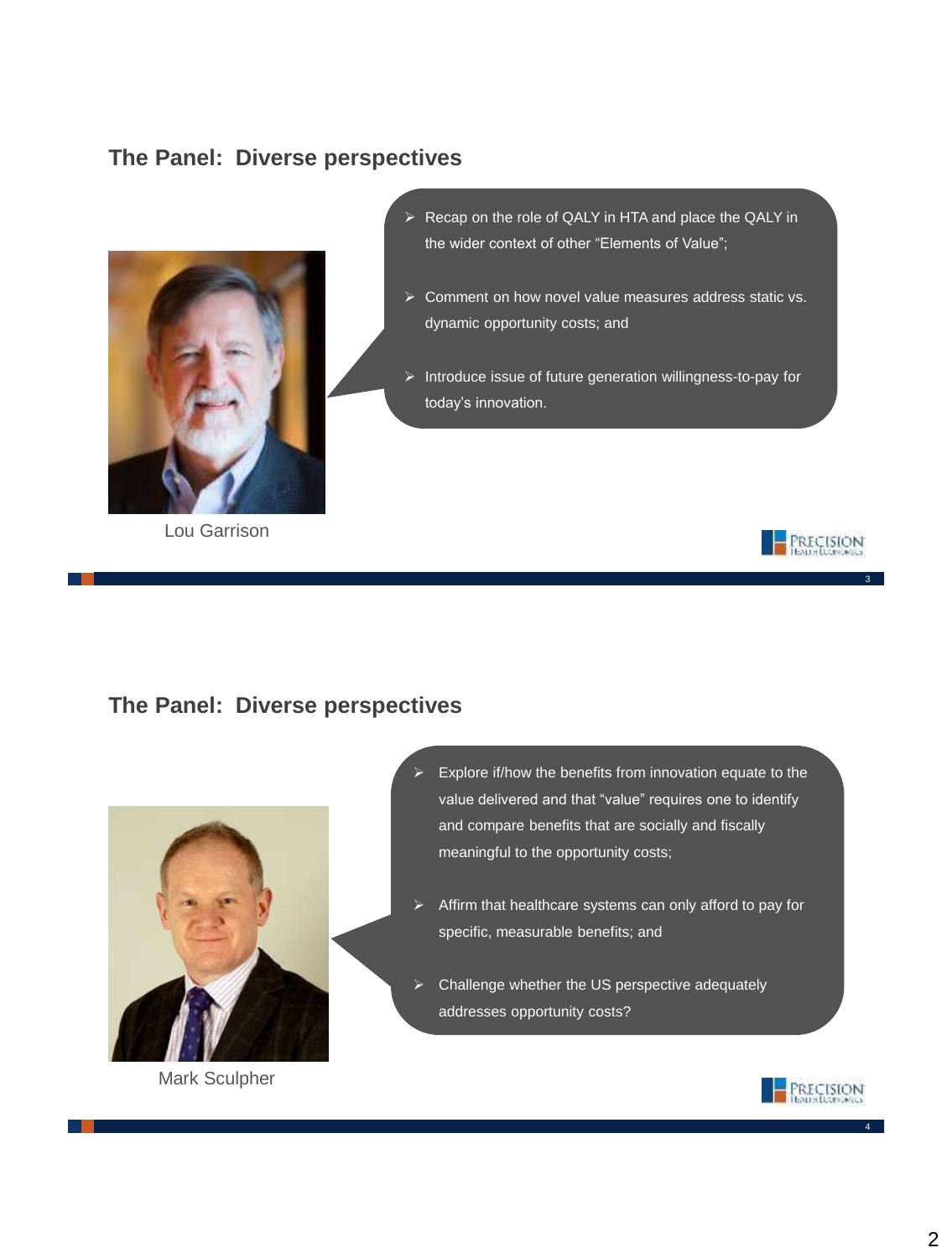## The Panel: Diverse perspectives

- Recap on the role of QALY in HTA and place the QALY in the wider context of other "Elements of Value";
- Comment on how novel value measures address static vs. dynamic opportunity costs; and
- Introduce issue of future generation willingness-to-pay for today's innovation.

Lou Garrison

## The Panel: Diverse perspectives

- Explore if/how the benefits from innovation equate to the value delivered and that "value" requires one to identify and compare benefits that are socially and fiscally meaningful to the opportunity costs;
- Affirm that healthcare systems can only afford to pay for specific, measurable benefits; and
- Challenge whether the US perspective adequately addresses opportunity costs?

Mark Sculpher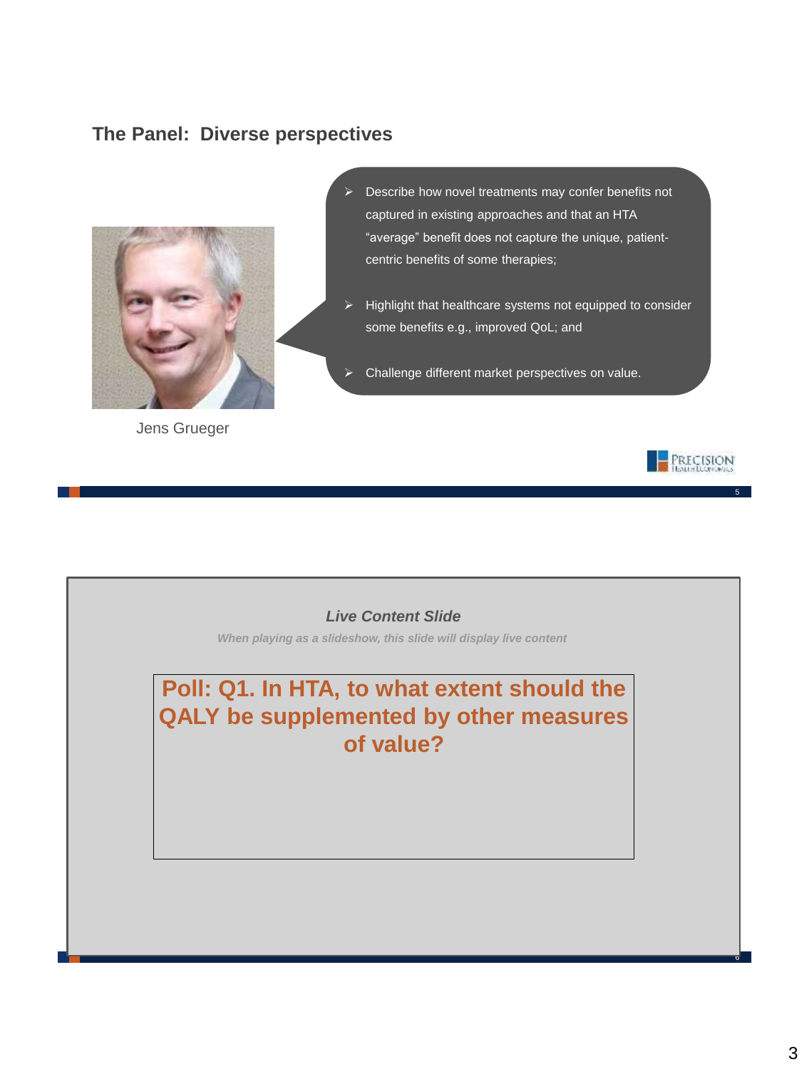## The Panel: Diverse perspectives

Jens Grueger

- Describe how novel treatments may confer benefits not captured in existing approaches and that an HTA "average" benefit does not capture the unique, patient-centric benefits of some therapies;
- Highlight that healthcare systems not equipped to consider some benefits e.g., improved QoL; and
- Challenge different market perspectives on value.

---

***Live Content Slide***

*When playing as a slideshow, this slide will display live content*

**Poll: Q1. In HTA, to what extent should the QALY be supplemented by other measures of value?**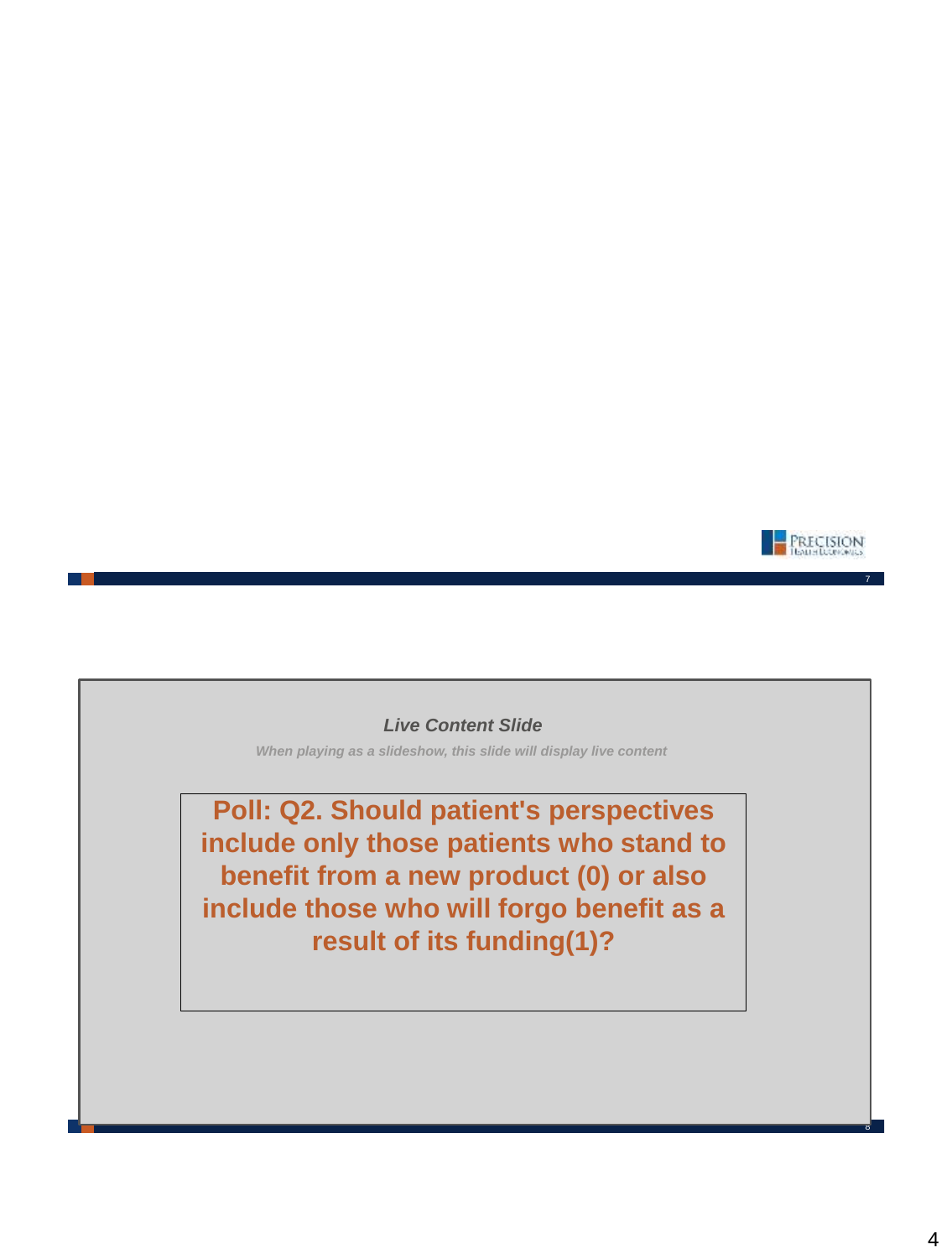*Live Content Slide*

*When playing as a slideshow, this slide will display live content*

**Poll: Q2. Should patient's perspectives include only those patients who stand to benefit from a new product (0) or also include those who will forgo benefit as a result of its funding(1)?**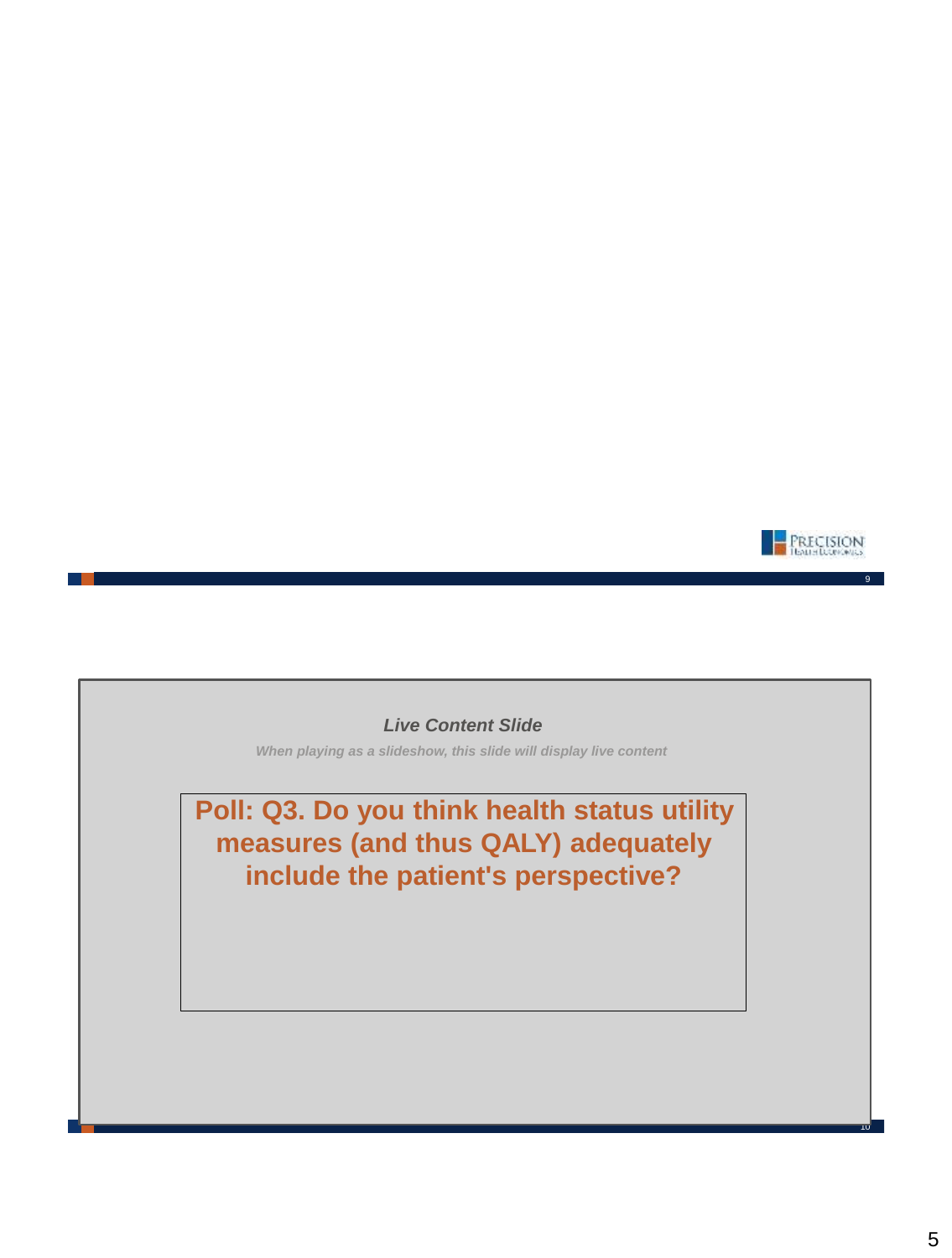*Live Content Slide*

*When playing as a slideshow, this slide will display live content*

**Poll: Q3. Do you think health status utility measures (and thus QALY) adequately include the patient's perspective?**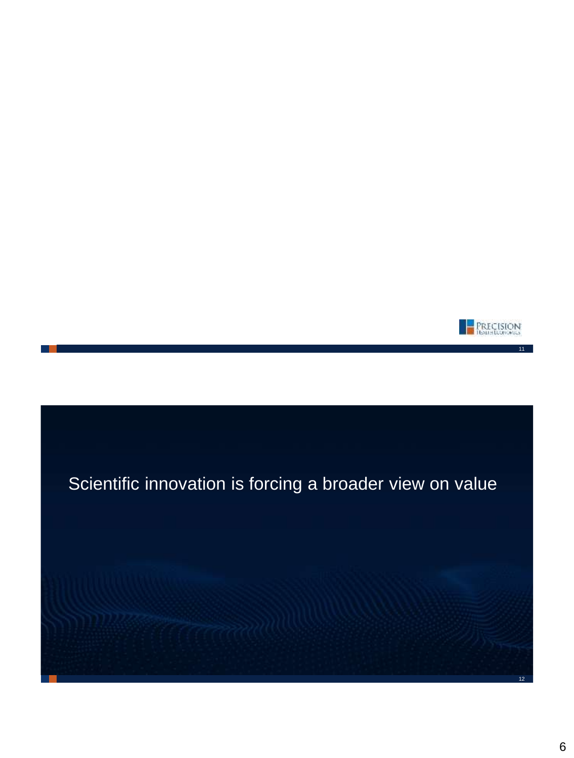Scientific innovation is forcing a broader view on value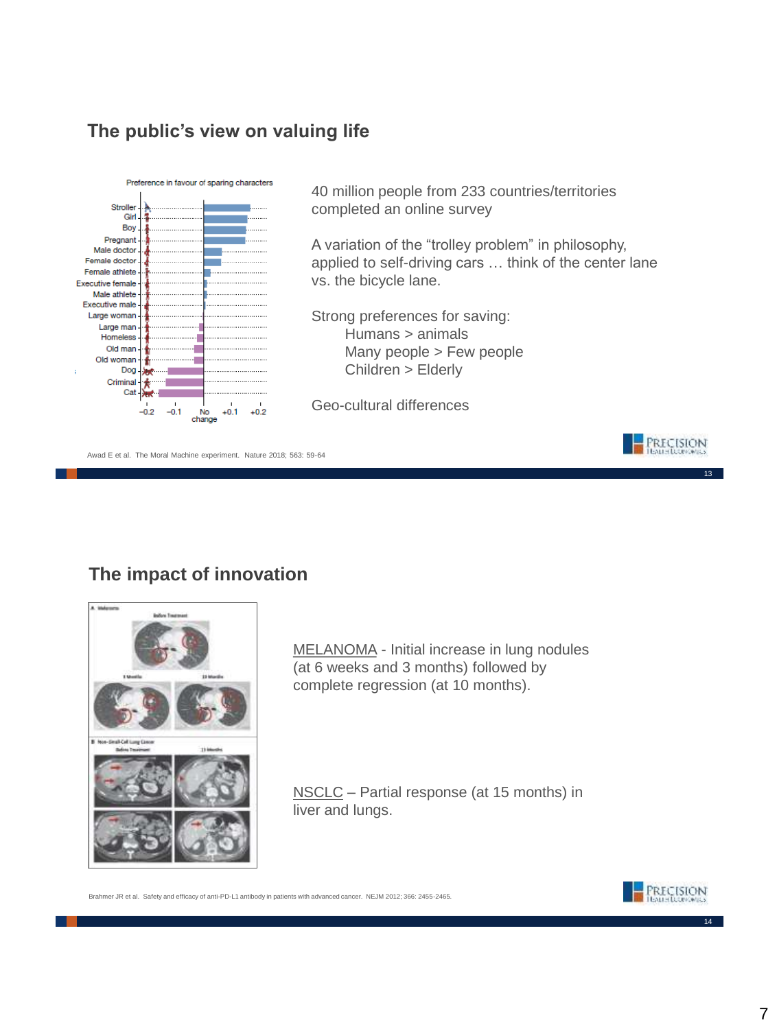## The public's view on valuing life

Preference in favour of sparing characters

| Character | Preference |
|---|---|
| Stroller | |
| Girl | |
| Boy | |
| Pregnant | |
| Male doctor | |
| Female doctor | |
| Female athlete | |
| Executive female | |
| Male athlete | |
| Executive male | |
| Large woman | |
| Large man | |
| Homeless | |
| Old man | |
| Old woman | |
| Dog | |
| Criminal | |
| Cat | |

−0.2 −0.1 No change +0.1 +0.2

40 million people from 233 countries/territories completed an online survey

A variation of the "trolley problem" in philosophy, applied to self-driving cars … think of the center lane vs. the bicycle lane.

Strong preferences for saving:
- Humans > animals
- Many people > Few people
- Children > Elderly

Geo-cultural differences

Awad E et al. The Moral Machine experiment. Nature 2018; 563: 59-64

## The impact of innovation

MELANOMA - Initial increase in lung nodules (at 6 weeks and 3 months) followed by complete regression (at 10 months).

NSCLC – Partial response (at 15 months) in liver and lungs.

Brahmer JR et al. Safety and efficacy of anti-PD-L1 antibody in patients with advanced cancer. NEJM 2012; 366: 2455-2465.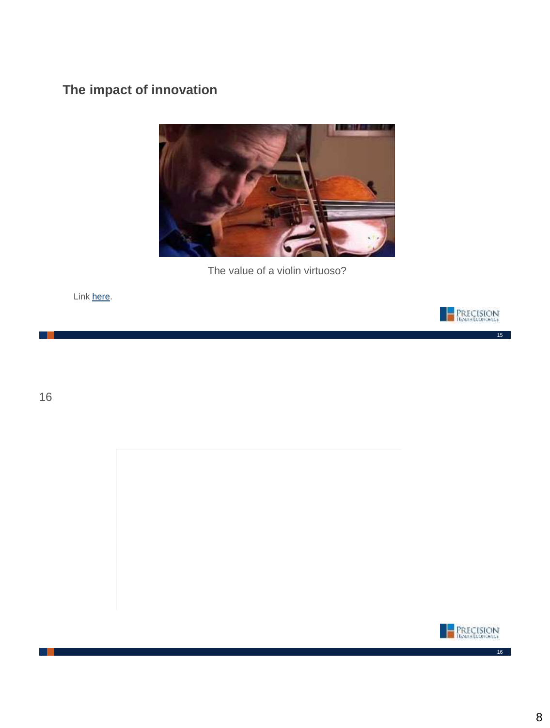## The impact of innovation

The value of a violin virtuoso?

Link here.

16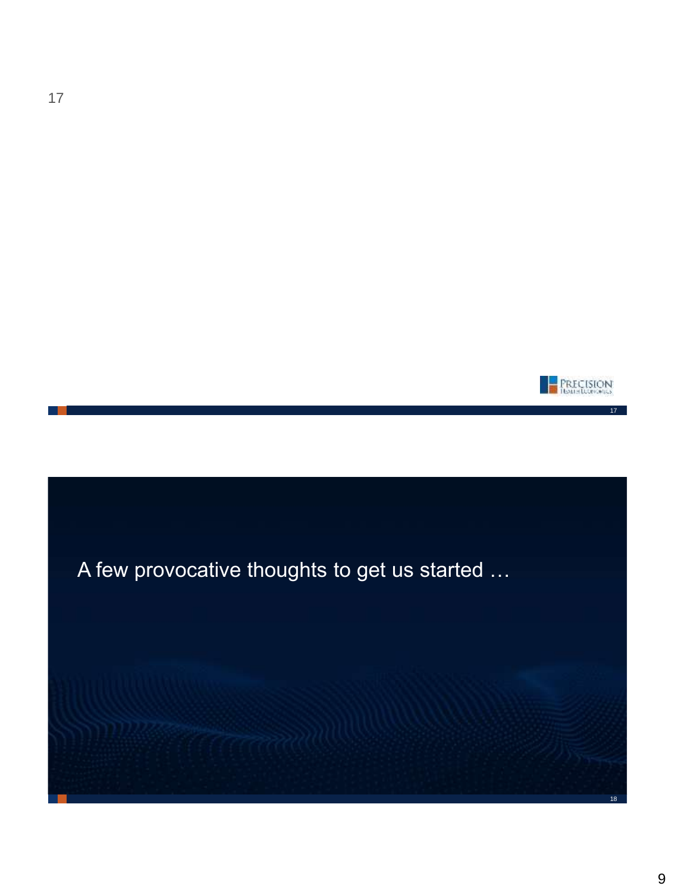A few provocative thoughts to get us started …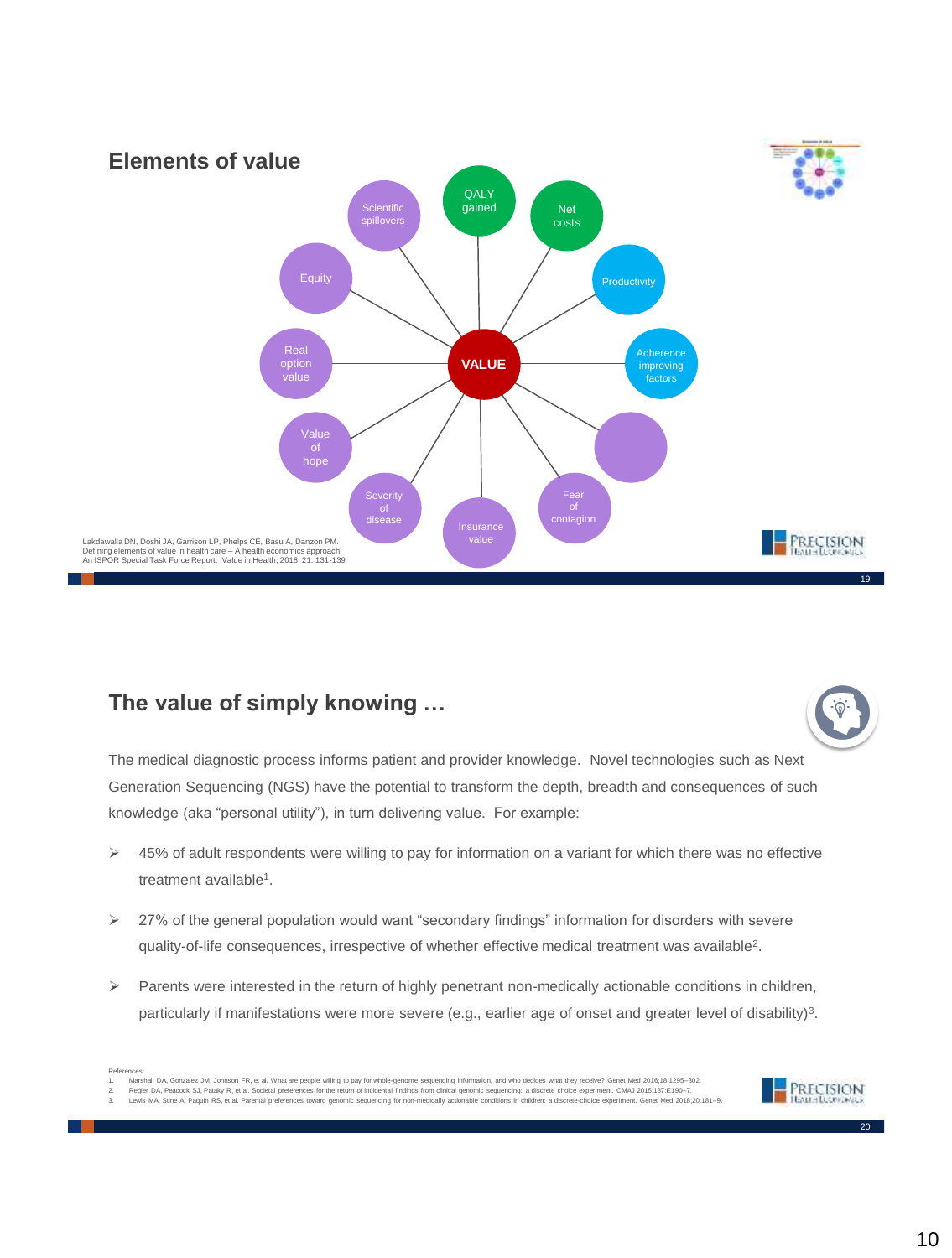## Elements of value

- QALY gained
- Net costs
- Productivity
- Adherence improving factors
- Fear of contagion
- Insurance value
- Severity of disease
- Value of hope
- Real option value
- Equity
- Scientific spillovers

VALUE

Lakdawalla DN, Doshi JA, Garrison LP, Phelps CE, Basu A, Danzon PM. Defining elements of value in health care – A health economics approach: An ISPOR Special Task Force Report. Value in Health, 2018; 21: 131-139

## The value of simply knowing …

The medical diagnostic process informs patient and provider knowledge. Novel technologies such as Next Generation Sequencing (NGS) have the potential to transform the depth, breadth and consequences of such knowledge (aka "personal utility"), in turn delivering value. For example:

- 45% of adult respondents were willing to pay for information on a variant for which there was no effective treatment available[1].
- 27% of the general population would want "secondary findings" information for disorders with severe quality-of-life consequences, irrespective of whether effective medical treatment was available[2].
- Parents were interested in the return of highly penetrant non-medically actionable conditions in children, particularly if manifestations were more severe (e.g., earlier age of onset and greater level of disability)[3].

References:
1. Marshall DA, Gonzalez JM, Johnson FR, et al. What are people willing to pay for whole-genome sequencing information, and who decides what they receive? Genet Med 2016;18:1295–302.
2. Regier DA, Peacock SJ, Pataky R, et al. Societal preferences for the return of incidental findings from clinical genomic sequencing: a discrete choice experiment. CMAJ 2015;187:E190–7.
3. Lewis MA, Stine A, Paquin RS, et al. Parental preferences toward genomic sequencing for non-medically actionable conditions in children: a discrete-choice experiment. Genet Med 2018;20:181–9.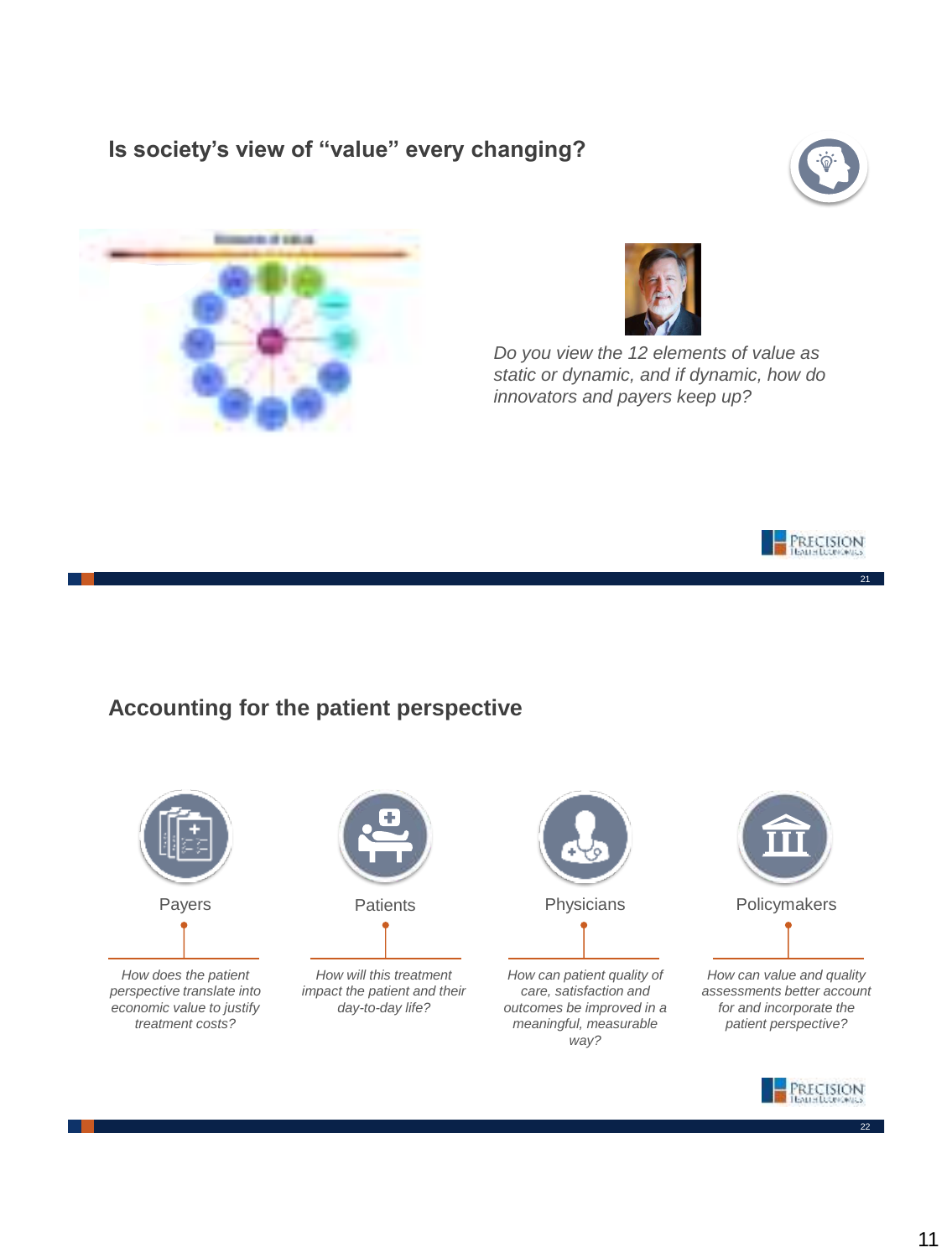## Is society's view of "value" every changing?

*Do you view the 12 elements of value as static or dynamic, and if dynamic, how do innovators and payers keep up?*

## Accounting for the patient perspective

**Payers**

*How does the patient perspective translate into economic value to justify treatment costs?*

**Patients**

*How will this treatment impact the patient and their day-to-day life?*

**Physicians**

*How can patient quality of care, satisfaction and outcomes be improved in a meaningful, measurable way?*

**Policymakers**

*How can value and quality assessments better account for and incorporate the patient perspective?*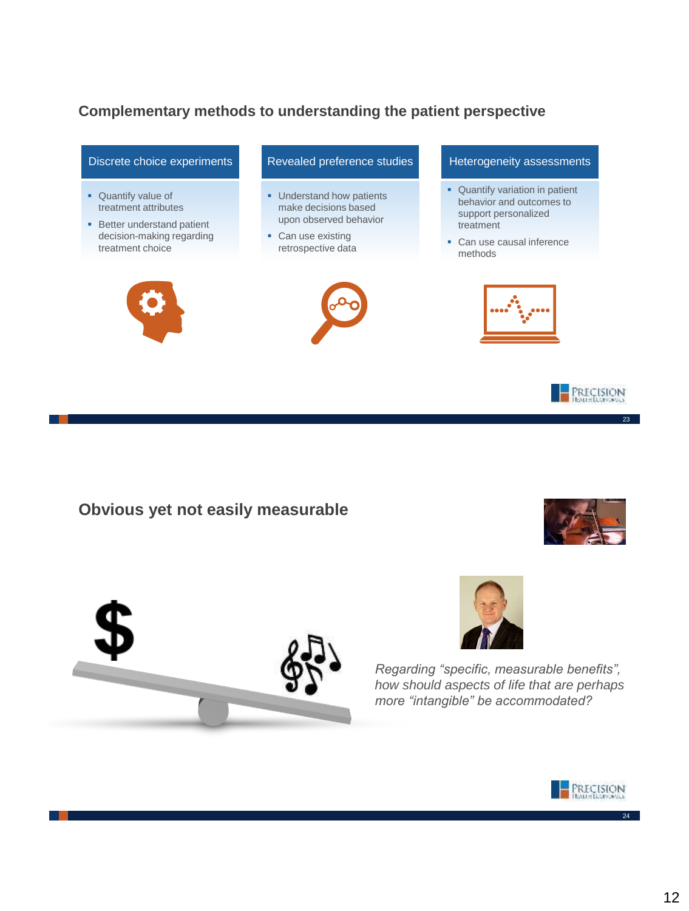## Complementary methods to understanding the patient perspective

**Discrete choice experiments**

- Quantify value of treatment attributes
- Better understand patient decision-making regarding treatment choice

**Revealed preference studies**

- Understand how patients make decisions based upon observed behavior
- Can use existing retrospective data

**Heterogeneity assessments**

- Quantify variation in patient behavior and outcomes to support personalized treatment
- Can use causal inference methods

## Obvious yet not easily measurable

*Regarding "specific, measurable benefits", how should aspects of life that are perhaps more "intangible" be accommodated?*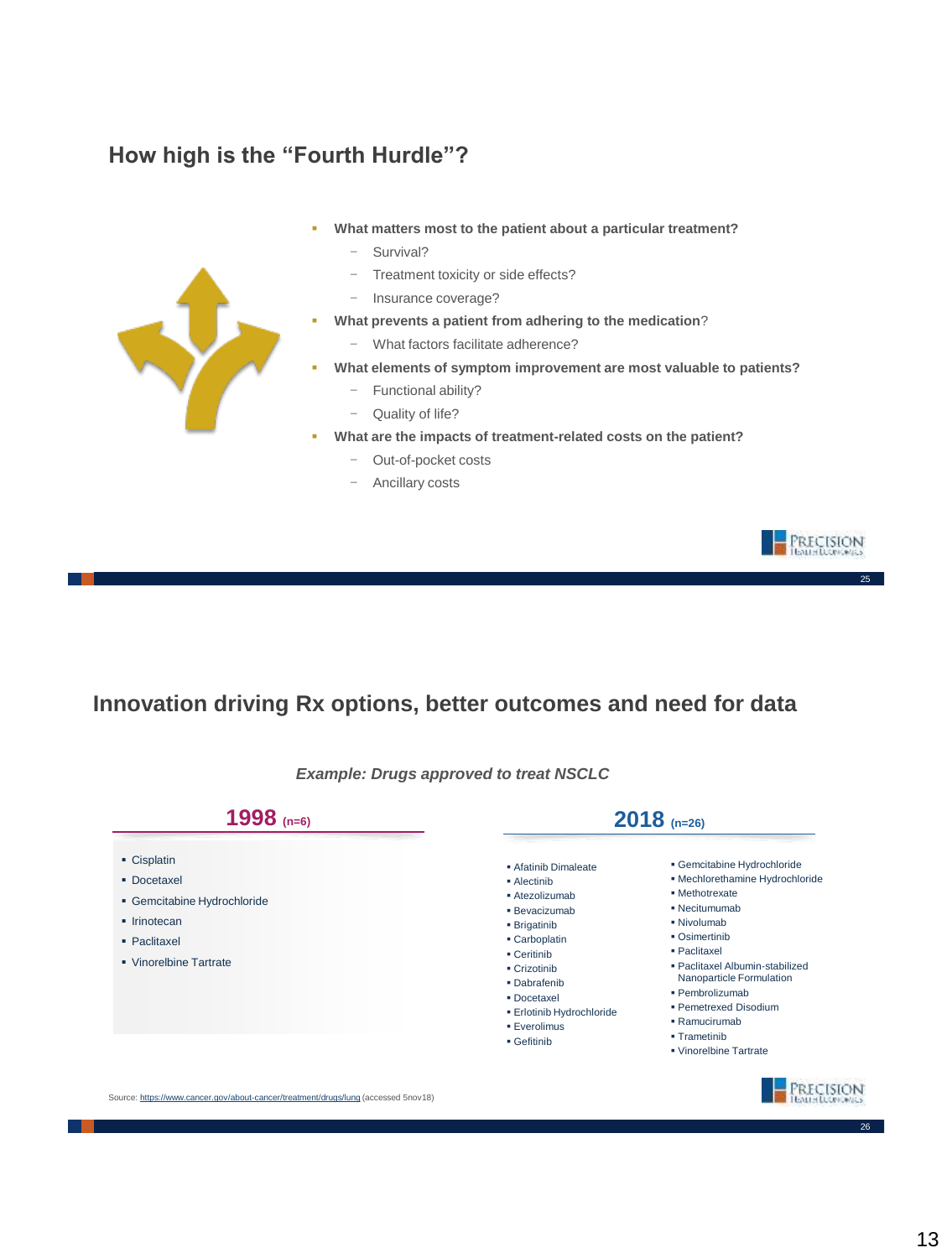## How high is the "Fourth Hurdle"?

- **What matters most to the patient about a particular treatment?**
  - Survival?
  - Treatment toxicity or side effects?
  - Insurance coverage?
- **What prevents a patient from adhering to the medication**?
  - What factors facilitate adherence?
- **What elements of symptom improvement are most valuable to patients?**
  - Functional ability?
  - Quality of life?
- **What are the impacts of treatment-related costs on the patient?**
  - Out-of-pocket costs
  - Ancillary costs

## Innovation driving Rx options, better outcomes and need for data

***Example: Drugs approved to treat NSCLC***

### 1998 (n=6)

- Cisplatin
- Docetaxel
- Gemcitabine Hydrochloride
- Irinotecan
- Paclitaxel
- Vinorelbine Tartrate

### 2018 (n=26)

- Afatinib Dimaleate
- Alectinib
- Atezolizumab
- Bevacizumab
- Brigatinib
- Carboplatin
- Ceritinib
- Crizotinib
- Dabrafenib
- Docetaxel
- Erlotinib Hydrochloride
- Everolimus
- Gefitinib
- Gemcitabine Hydrochloride
- Mechlorethamine Hydrochloride
- Methotrexate
- Necitumumab
- Nivolumab
- Osimertinib
- Paclitaxel
- Paclitaxel Albumin-stabilized Nanoparticle Formulation
- Pembrolizumab
- Pemetrexed Disodium
- Ramucirumab
- Trametinib
- Vinorelbine Tartrate

Source: https://www.cancer.gov/about-cancer/treatment/drugs/lung (accessed 5nov18)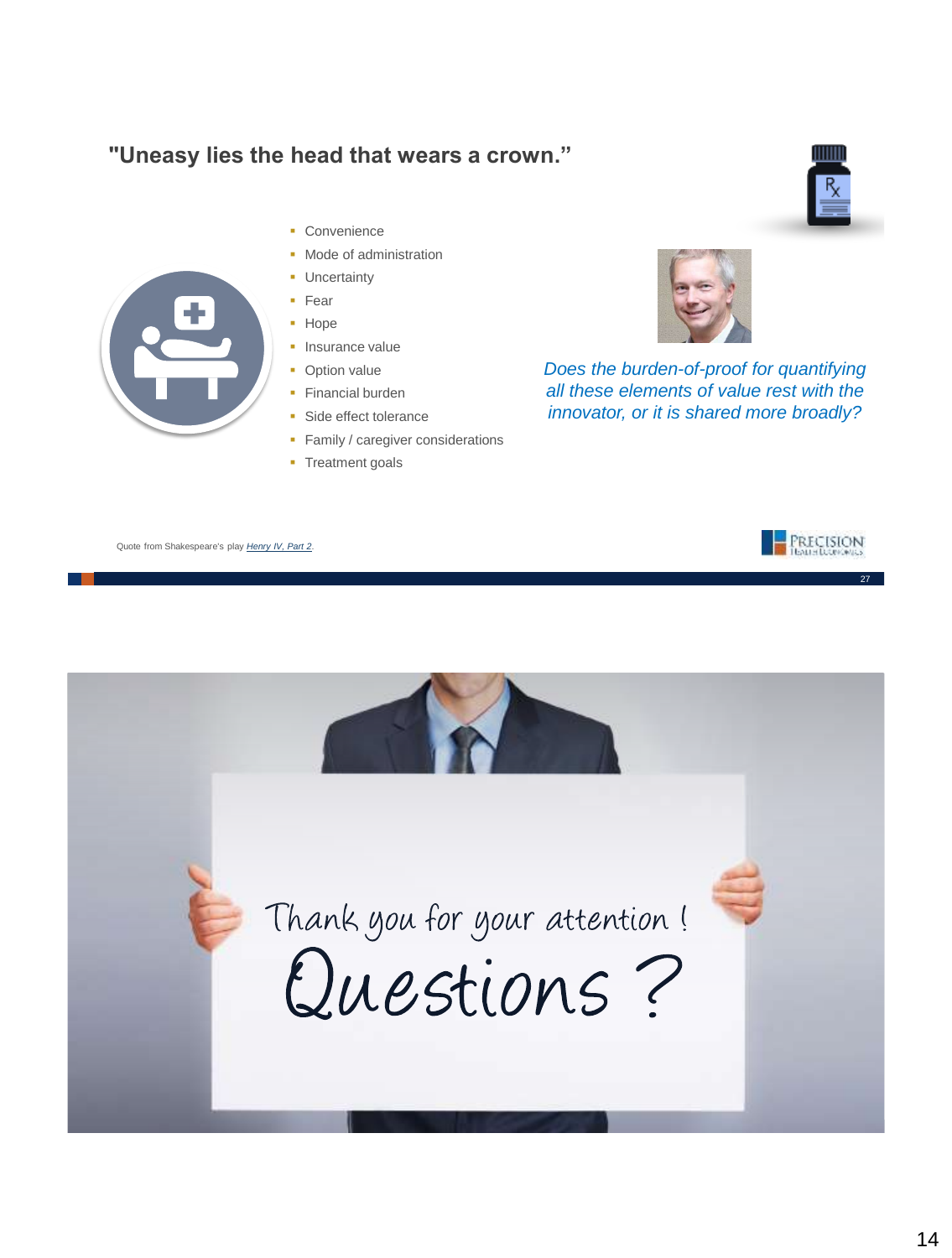## "Uneasy lies the head that wears a crown."

- Convenience
- Mode of administration
- Uncertainty
- Fear
- Hope
- Insurance value
- Option value
- Financial burden
- Side effect tolerance
- Family / caregiver considerations
- Treatment goals

*Does the burden-of-proof for quantifying all these elements of value rest with the innovator, or it is shared more broadly?*

Quote from Shakespeare's play *Henry IV, Part 2*.

Thank you for your attention !

Questions ?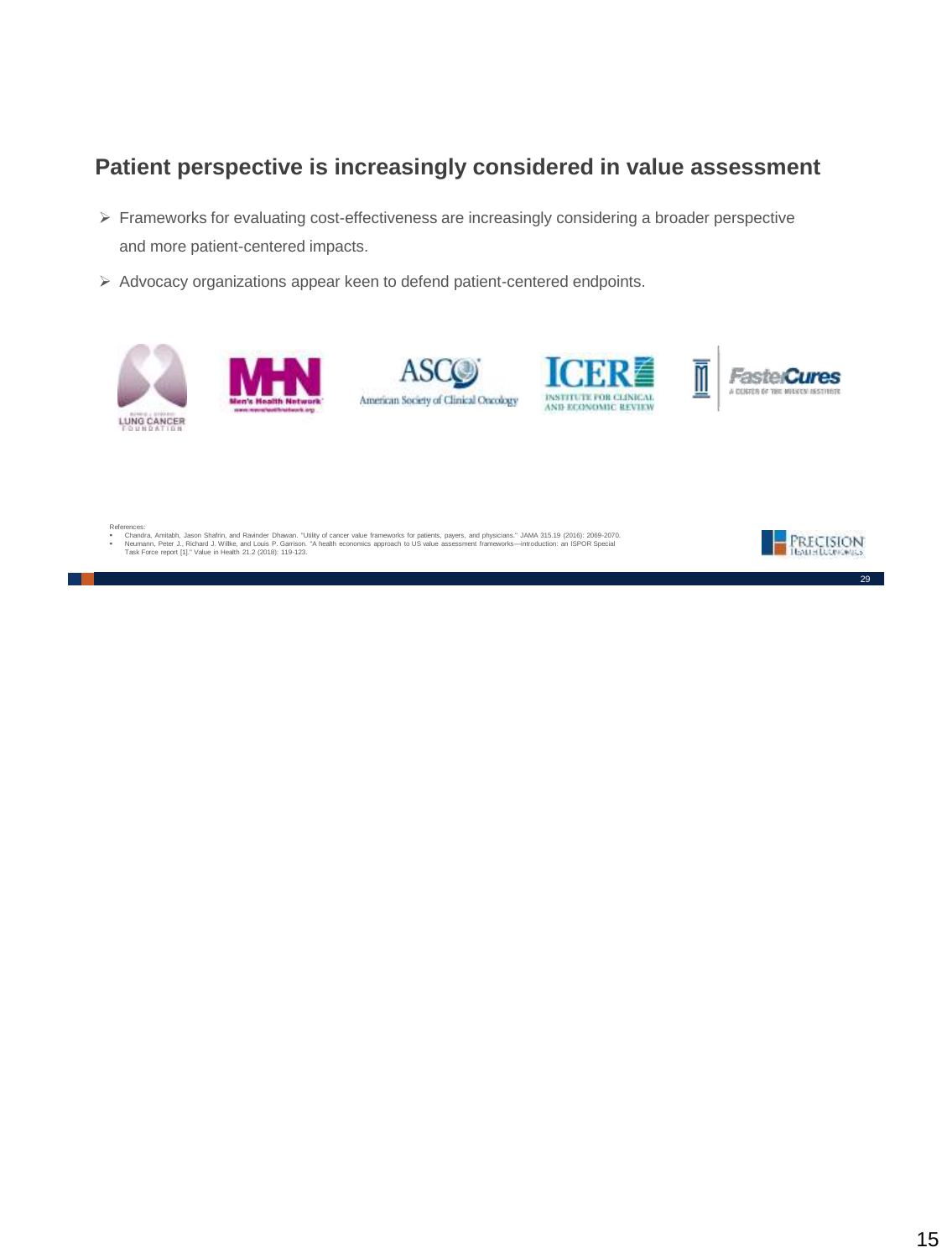## Patient perspective is increasingly considered in value assessment

- Frameworks for evaluating cost-effectiveness are increasingly considering a broader perspective and more patient-centered impacts.
- Advocacy organizations appear keen to defend patient-centered endpoints.

References:

- Chandra, Amitabh, Jason Shafrin, and Ravinder Dhawan. "Utility of cancer value frameworks for patients, payers, and physicians." JAMA 315.19 (2016): 2069-2070.
- Neumann, Peter J., Richard J. Willke, and Louis P. Garrison. "A health economics approach to US value assessment frameworks—introduction: an ISPOR Special Task Force report [1]." Value in Health 21.2 (2018): 119-123.